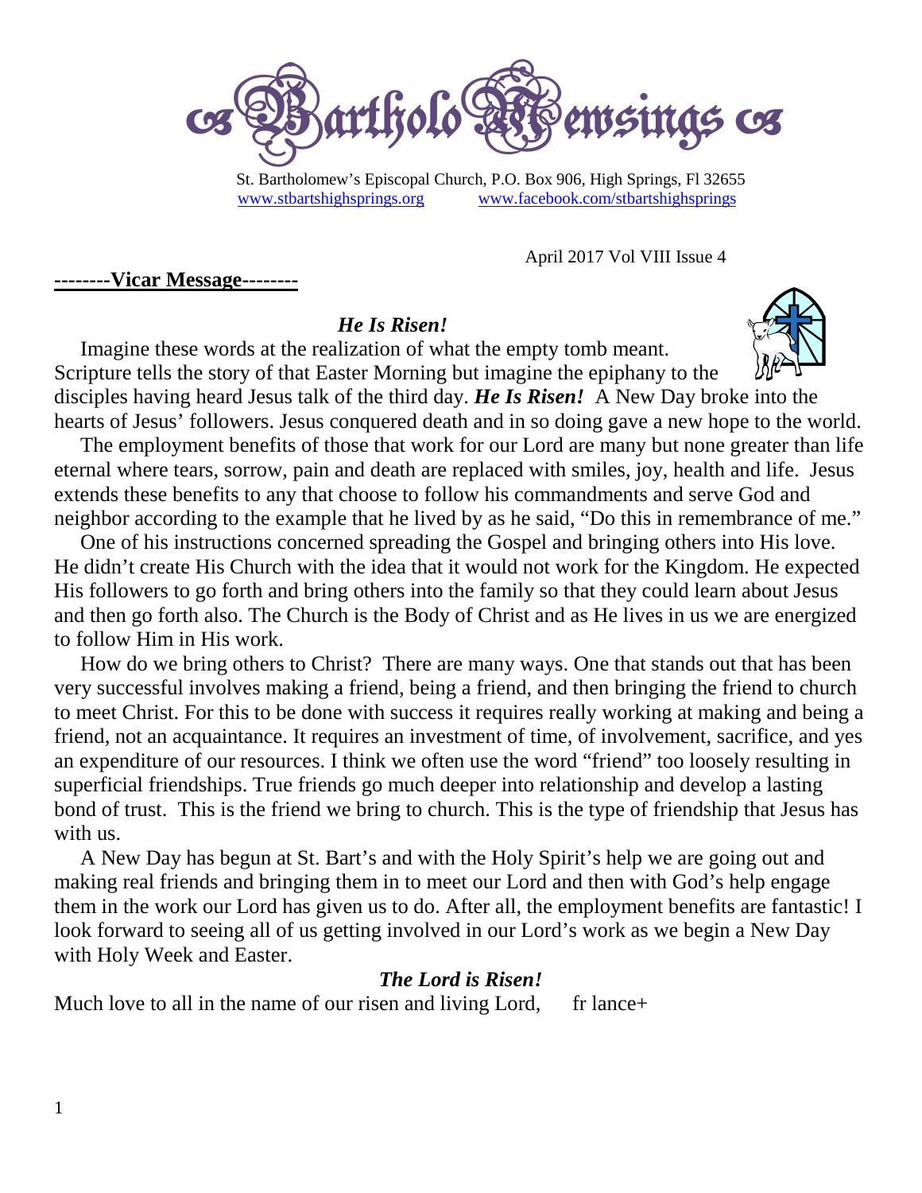# BartholoMewsings

St. Bartholomew's Episcopal Church, P.O. Box 906, High Springs, Fl 32655
www.stbartshighsprings.org www.facebook.com/stbartshighsprings

April 2017 Vol VIII Issue 4

## --------Vicar Message--------

### *He Is Risen!*

Imagine these words at the realization of what the empty tomb meant. Scripture tells the story of that Easter Morning but imagine the epiphany to the disciples having heard Jesus talk of the third day. ***He Is Risen!*** A New Day broke into the hearts of Jesus' followers. Jesus conquered death and in so doing gave a new hope to the world.

The employment benefits of those that work for our Lord are many but none greater than life eternal where tears, sorrow, pain and death are replaced with smiles, joy, health and life. Jesus extends these benefits to any that choose to follow his commandments and serve God and neighbor according to the example that he lived by as he said, "Do this in remembrance of me."

One of his instructions concerned spreading the Gospel and bringing others into His love. He didn't create His Church with the idea that it would not work for the Kingdom. He expected His followers to go forth and bring others into the family so that they could learn about Jesus and then go forth also. The Church is the Body of Christ and as He lives in us we are energized to follow Him in His work.

How do we bring others to Christ? There are many ways. One that stands out that has been very successful involves making a friend, being a friend, and then bringing the friend to church to meet Christ. For this to be done with success it requires really working at making and being a friend, not an acquaintance. It requires an investment of time, of involvement, sacrifice, and yes an expenditure of our resources. I think we often use the word "friend" too loosely resulting in superficial friendships. True friends go much deeper into relationship and develop a lasting bond of trust. This is the friend we bring to church. This is the type of friendship that Jesus has with us.

A New Day has begun at St. Bart's and with the Holy Spirit's help we are going out and making real friends and bringing them in to meet our Lord and then with God's help engage them in the work our Lord has given us to do. After all, the employment benefits are fantastic! I look forward to seeing all of us getting involved in our Lord's work as we begin a New Day with Holy Week and Easter.

***The Lord is Risen!***

Much love to all in the name of our risen and living Lord, fr lance+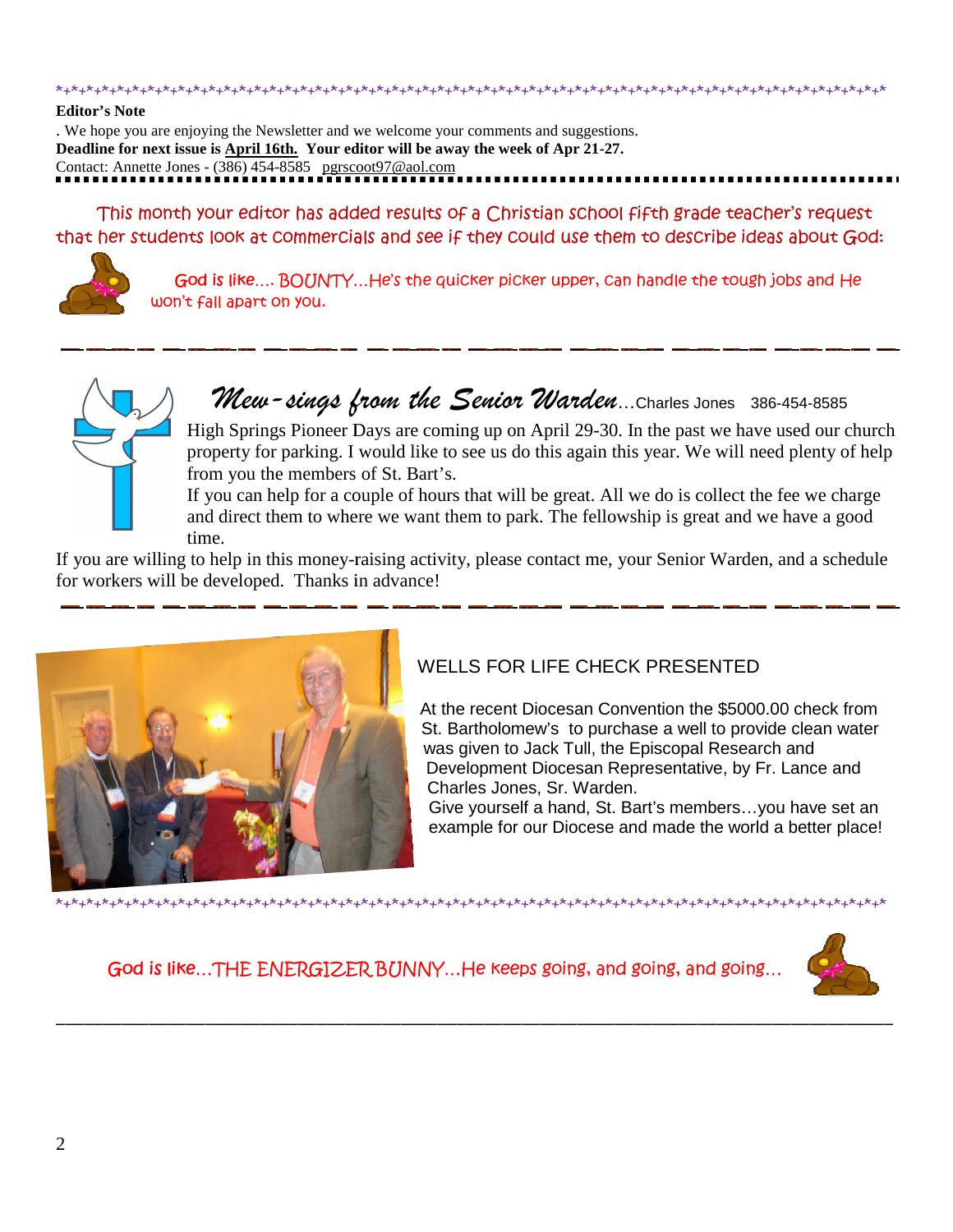**Editor's Note**

. We hope you are enjoying the Newsletter and we welcome your comments and suggestions.

**Deadline for next issue is April 16th. Your editor will be away the week of Apr 21-27.**

Contact: Annette Jones - (386) 454-8585 pgrscoot97@aol.com

This month your editor has added results of a Christian school fifth grade teacher's request that her students look at commercials and see if they could use them to describe ideas about God:

God is like.... BOUNTY...He's the quicker picker upper, can handle the tough jobs and He won't fall apart on you.

## *Mew-sings from the Senior Warden*…Charles Jones 386-454-8585

High Springs Pioneer Days are coming up on April 29-30. In the past we have used our church property for parking. I would like to see us do this again this year. We will need plenty of help from you the members of St. Bart's.

If you can help for a couple of hours that will be great. All we do is collect the fee we charge and direct them to where we want them to park. The fellowship is great and we have a good time.

If you are willing to help in this money-raising activity, please contact me, your Senior Warden, and a schedule for workers will be developed. Thanks in advance!

## WELLS FOR LIFE CHECK PRESENTED

At the recent Diocesan Convention the $5000.00 check from St. Bartholomew's to purchase a well to provide clean water was given to Jack Tull, the Episcopal Research and Development Diocesan Representative, by Fr. Lance and Charles Jones, Sr. Warden.

Give yourself a hand, St. Bart's members…you have set an example for our Diocese and made the world a better place!

God is like…THE ENERGIZER BUNNY…He keeps going, and going, and going…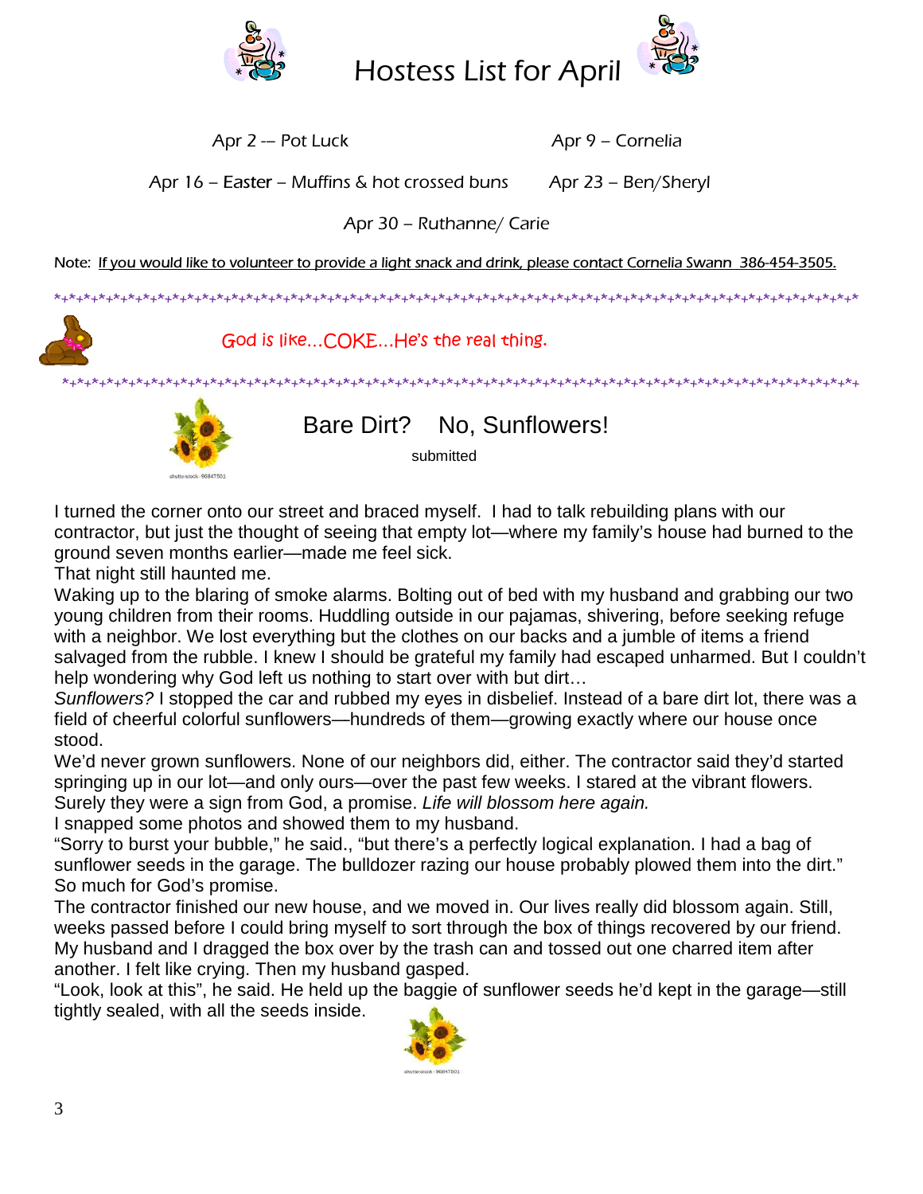# Hostess List for April

Apr 2 -- Pot Luck

Apr 9 – Cornelia

Apr 16 – Easter – Muffins & hot crossed buns

Apr 23 – Ben/Sheryl

Apr 30 – Ruthanne/ Carie

Note: If you would like to volunteer to provide a light snack and drink, please contact Cornelia Swann 386-454-3505.

*+*+*+*+*+*+*+*+*+*+*+*+*+*+*+*+*+*+*+*+*+*+*+*+*+*+*+*+*+*+*+*+*+*+*+*+*+*+*+*+*+*+*+*+*+*+*+*+*+*+*+*+*+*+*+*+*+*+*+*+*+*+*

God is like…COKE…He's the real thing.

*+*+*+*+*+*+*+*+*+*+*+*+*+*+*+*+*+*+*+*+*+*+*+*+*+*+*+*+*+*+*+*+*+*+*+*+*+*+*+*+*+*+*+*+*+*+*+*+*+*+*+*+*+*+*+*+*+*+*+*+*+*+*

## Bare Dirt? No, Sunflowers!

submitted

I turned the corner onto our street and braced myself. I had to talk rebuilding plans with our contractor, but just the thought of seeing that empty lot—where my family's house had burned to the ground seven months earlier—made me feel sick.

That night still haunted me.

Waking up to the blaring of smoke alarms. Bolting out of bed with my husband and grabbing our two young children from their rooms. Huddling outside in our pajamas, shivering, before seeking refuge with a neighbor. We lost everything but the clothes on our backs and a jumble of items a friend salvaged from the rubble. I knew I should be grateful my family had escaped unharmed. But I couldn't help wondering why God left us nothing to start over with but dirt…

*Sunflowers?* I stopped the car and rubbed my eyes in disbelief. Instead of a bare dirt lot, there was a field of cheerful colorful sunflowers—hundreds of them—growing exactly where our house once stood.

We'd never grown sunflowers. None of our neighbors did, either. The contractor said they'd started springing up in our lot—and only ours—over the past few weeks. I stared at the vibrant flowers. Surely they were a sign from God, a promise. *Life will blossom here again.*

I snapped some photos and showed them to my husband.

"Sorry to burst your bubble," he said., "but there's a perfectly logical explanation. I had a bag of sunflower seeds in the garage. The bulldozer razing our house probably plowed them into the dirt." So much for God's promise.

The contractor finished our new house, and we moved in. Our lives really did blossom again. Still, weeks passed before I could bring myself to sort through the box of things recovered by our friend. My husband and I dragged the box over by the trash can and tossed out one charred item after another. I felt like crying. Then my husband gasped.

"Look, look at this", he said. He held up the baggie of sunflower seeds he'd kept in the garage—still tightly sealed, with all the seeds inside.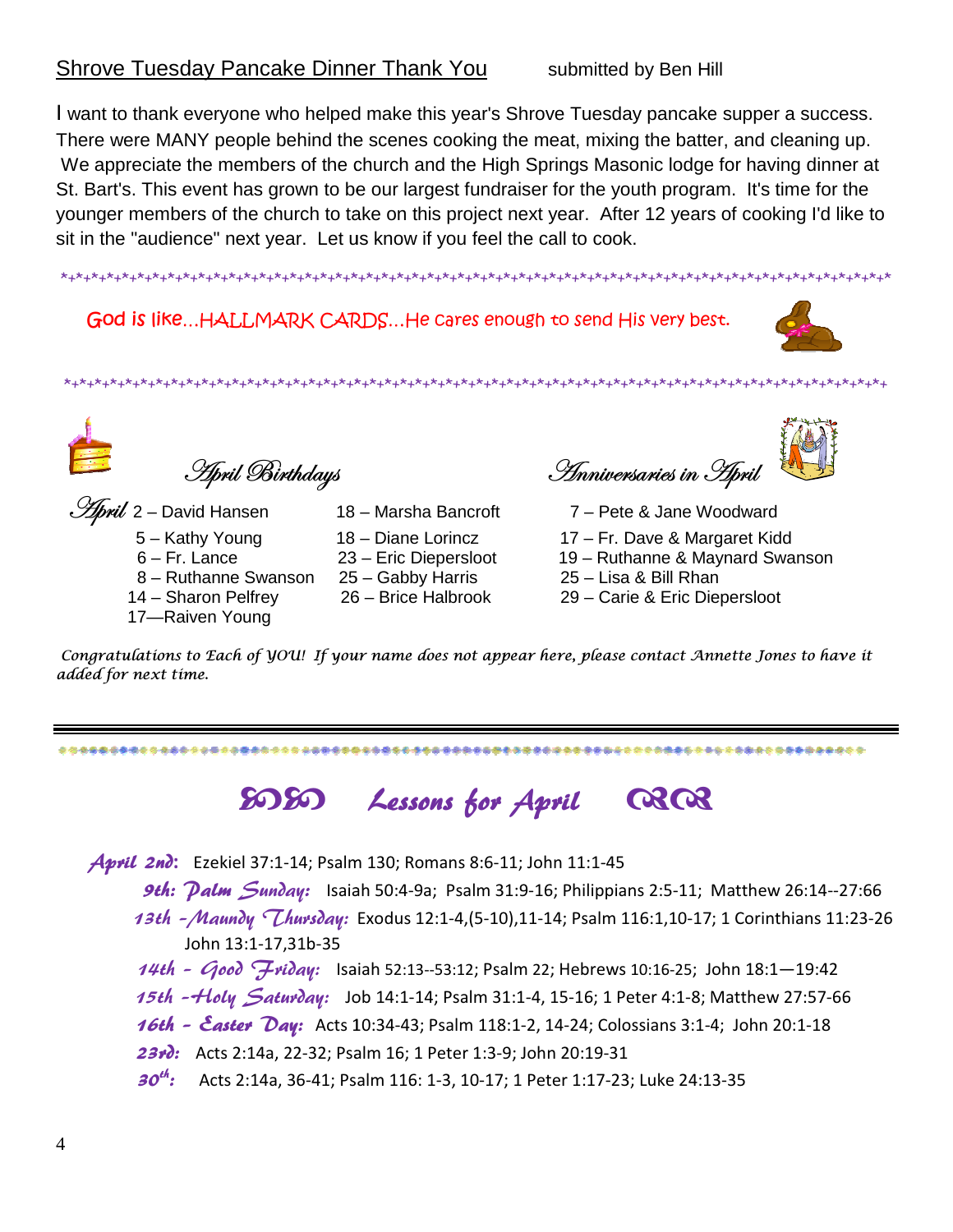## Shrove Tuesday Pancake Dinner Thank You

submitted by Ben Hill

I want to thank everyone who helped make this year's Shrove Tuesday pancake supper a success. There were MANY people behind the scenes cooking the meat, mixing the batter, and cleaning up. We appreciate the members of the church and the High Springs Masonic lodge for having dinner at St. Bart's. This event has grown to be our largest fundraiser for the youth program. It's time for the younger members of the church to take on this project next year. After 12 years of cooking I'd like to sit in the "audience" next year. Let us know if you feel the call to cook.

*+*+*+*+*+*+*+*+*+*+*+*+*+*+*+*+*+*+*+*+*+*+*+*+*+*+*+*+*+*+*+*+*+*+*+*+*+*+*+*+*+*+*+*+*+*+*+*

God is like…HALLMARK CARDS…He cares enough to send His very best.

*+*+*+*+*+*+*+*+*+*+*+*+*+*+*+*+*+*+*+*+*+*+*+*+*+*+*+*+*+*+*+*+*+*+*+*+*+*+*+*+*+*+*+*+*+*+*+*

### April Birthdays

April 2 – David Hansen
5 – Kathy Young
6 – Fr. Lance
8 – Ruthanne Swanson
14 – Sharon Pelfrey
17—Raiven Young
18 – Marsha Bancroft
18 – Diane Lorincz
23 – Eric Diepersloot
25 – Gabby Harris
26 – Brice Halbrook

### Anniversaries in April

7 – Pete & Jane Woodward
17 – Fr. Dave & Margaret Kidd
19 – Ruthanne & Maynard Swanson
25 – Lisa & Bill Rhan
29 – Carie & Eric Diepersloot

*Congratulations to Each of YOU! If your name does not appear here, please contact Annette Jones to have it added for next time.*

## Lessons for April

**April 2nd:** Ezekiel 37:1-14; Psalm 130; Romans 8:6-11; John 11:1-45

**9th: Palm Sunday:** Isaiah 50:4-9a; Psalm 31:9-16; Philippians 2:5-11; Matthew 26:14--27:66

**13th -Maundy Thursday:** Exodus 12:1-4,(5-10),11-14; Psalm 116:1,10-17; 1 Corinthians 11:23-26 John 13:1-17,31b-35

**14th - Good Friday:** Isaiah 52:13--53:12; Psalm 22; Hebrews 10:16-25; John 18:1—19:42

**15th -Holy Saturday:** Job 14:1-14; Psalm 31:1-4, 15-16; 1 Peter 4:1-8; Matthew 27:57-66

**16th - Easter Day:** Acts 10:34-43; Psalm 118:1-2, 14-24; Colossians 3:1-4; John 20:1-18

**23rd:** Acts 2:14a, 22-32; Psalm 16; 1 Peter 1:3-9; John 20:19-31

**30th:** Acts 2:14a, 36-41; Psalm 116: 1-3, 10-17; 1 Peter 1:17-23; Luke 24:13-35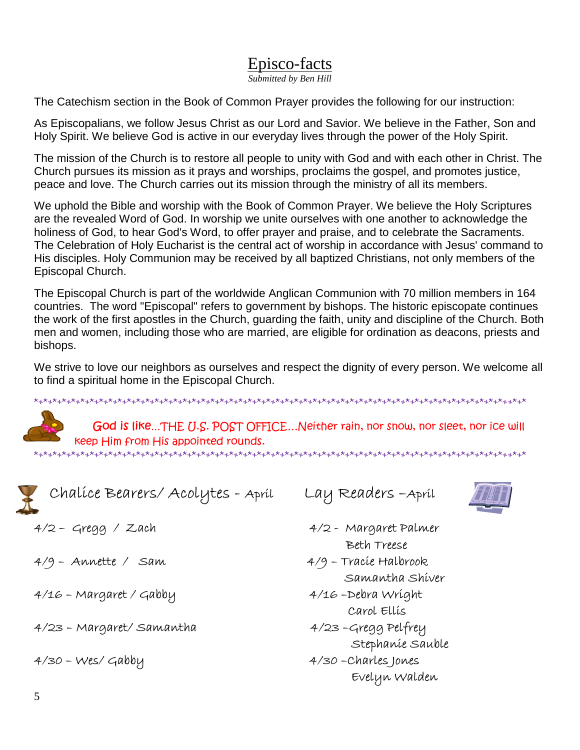# Episco-facts

*Submitted by Ben Hill*

The Catechism section in the Book of Common Prayer provides the following for our instruction:

As Episcopalians, we follow Jesus Christ as our Lord and Savior. We believe in the Father, Son and Holy Spirit. We believe God is active in our everyday lives through the power of the Holy Spirit.

The mission of the Church is to restore all people to unity with God and with each other in Christ. The Church pursues its mission as it prays and worships, proclaims the gospel, and promotes justice, peace and love. The Church carries out its mission through the ministry of all its members.

We uphold the Bible and worship with the Book of Common Prayer. We believe the Holy Scriptures are the revealed Word of God. In worship we unite ourselves with one another to acknowledge the holiness of God, to hear God's Word, to offer prayer and praise, and to celebrate the Sacraments. The Celebration of Holy Eucharist is the central act of worship in accordance with Jesus' command to His disciples. Holy Communion may be received by all baptized Christians, not only members of the Episcopal Church.

The Episcopal Church is part of the worldwide Anglican Communion with 70 million members in 164 countries. The word "Episcopal" refers to government by bishops. The historic episcopate continues the work of the first apostles in the Church, guarding the faith, unity and discipline of the Church. Both men and women, including those who are married, are eligible for ordination as deacons, priests and bishops.

We strive to love our neighbors as ourselves and respect the dignity of every person. We welcome all to find a spiritual home in the Episcopal Church.

God is like…THE U.S. POST OFFICE…Neither rain, nor snow, nor sleet, nor ice will keep Him from His appointed rounds.

## Chalice Bearers/ Acolytes - April

4/2 – Gregg / Zach

4/9 – Annette / Sam

4/16 – Margaret / Gabby

4/23 – Margaret/ Samantha

4/30 – Wes/ Gabby

## Lay Readers – April

4/2 - Margaret Palmer
Beth Treese

4/9 – Tracie Halbrook
Samantha Shiver

4/16 – Debra Wright
Carol Ellis

4/23 – Gregg Pelfrey
Stephanie Sauble

4/30 – Charles Jones
Evelyn Walden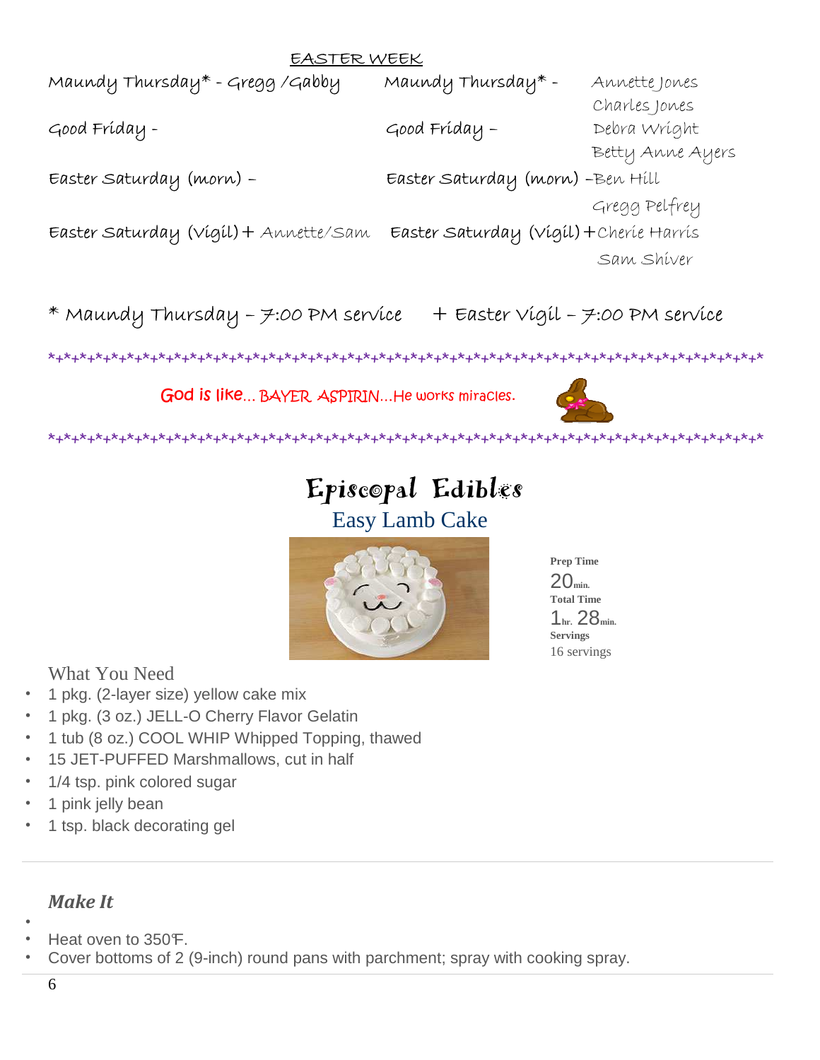## EASTER WEEK

| | | | |
|---|---|---|---|
| Maundy Thursday* - Gregg /Gabby | | Maundy Thursday* - | Annette Jones, Charles Jones |
| Good Friday - | | Good Friday – | Debra Wright, Betty Anne Ayers |
| Easter Saturday (morn) – | | Easter Saturday (morn) – | Ben Hill, Gregg Pelfrey |
| Easter Saturday (Vigil) + | Annette/Sam | Easter Saturday (Vigil) + | Cherie Harris, Sam Shiver |

\* Maundy Thursday – 7:00 PM service   + Easter Vigil – 7:00 PM service

*+*+*+*+*+*+*+*+*+*+*+*+*+*+*+*+*+*+*+*+*+*+*+*+*+*+*+*+*+*+*+*+*+*+*+*+*+*+*+*

God is like… BAYER ASPIRIN…He works miracles.

*+*+*+*+*+*+*+*+*+*+*+*+*+*+*+*+*+*+*+*+*+*+*+*+*+*+*+*+*+*+*+*+*+*+*+*+*+*+*+*

# Episcopal Edibles

## Easy Lamb Cake

**Prep Time**
20 min.
**Total Time**
1 hr. 28 min.
**Servings**
16 servings

### What You Need

- 1 pkg. (2-layer size) yellow cake mix
- 1 pkg. (3 oz.) JELL-O Cherry Flavor Gelatin
- 1 tub (8 oz.) COOL WHIP Whipped Topping, thawed
- 15 JET-PUFFED Marshmallows, cut in half
- 1/4 tsp. pink colored sugar
- 1 pink jelly bean
- 1 tsp. black decorating gel

---

### *Make It*

- Heat oven to 350°F.
- Cover bottoms of 2 (9-inch) round pans with parchment; spray with cooking spray.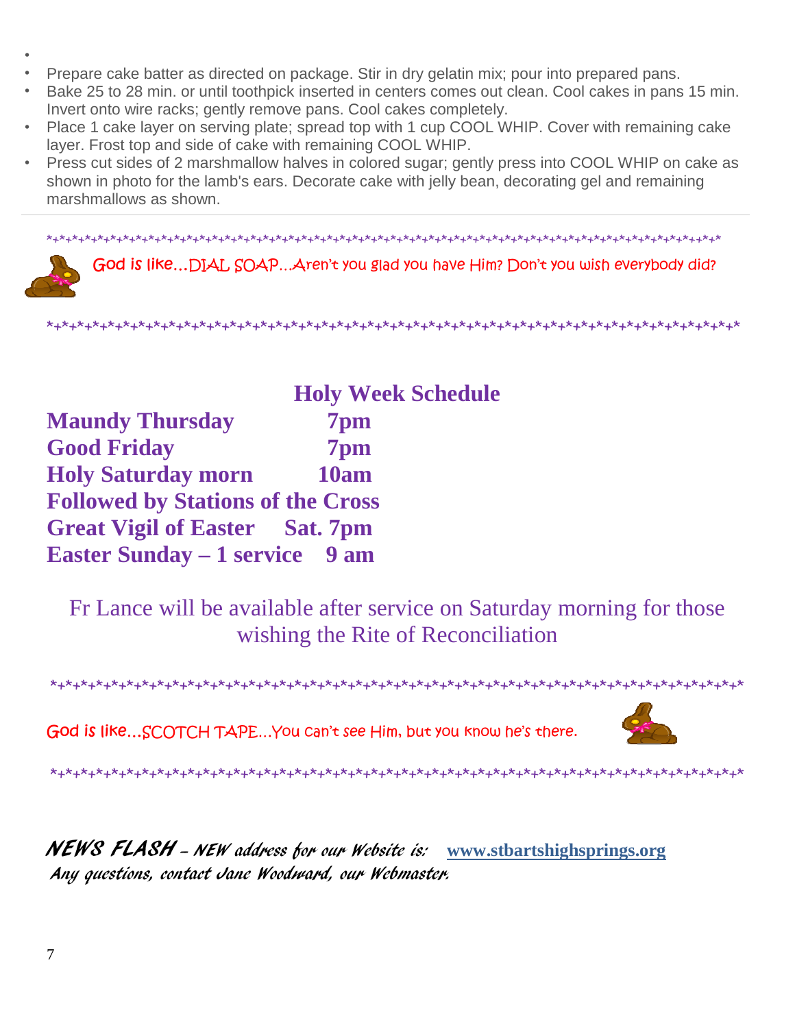- Prepare cake batter as directed on package. Stir in dry gelatin mix; pour into prepared pans.
- Bake 25 to 28 min. or until toothpick inserted in centers comes out clean. Cool cakes in pans 15 min. Invert onto wire racks; gently remove pans. Cool cakes completely.
- Place 1 cake layer on serving plate; spread top with 1 cup COOL WHIP. Cover with remaining cake layer. Frost top and side of cake with remaining COOL WHIP.
- Press cut sides of 2 marshmallow halves in colored sugar; gently press into COOL WHIP on cake as shown in photo for the lamb's ears. Decorate cake with jelly bean, decorating gel and remaining marshmallows as shown.

---

*+*+*+*+*+*+*+*+*+*+*+*+*+*+*+*+*+*+*+*+*+*+*+*+*+*+*+*+*+*+*+*+*+*+*+*+*+*+*+*+*+*+*+*+*+*+*+*+*+*+*+*

God is like…DIAL SOAP…Aren't you glad you have Him? Don't you wish everybody did?

*+*+*+*+*+*+*+*+*+*+*+*+*+*+*+*+*+*+*+*+*+*+*+*+*+*+*+*+*+*+*+*+*+*+*+*+*+*+*+*+*+*+*+*+*+*+*+*+*+*+*+*

## Holy Week Schedule

**Maundy Thursday 7pm**
**Good Friday 7pm**
**Holy Saturday morn 10am**
**Followed by Stations of the Cross**
**Great Vigil of Easter Sat. 7pm**
**Easter Sunday – 1 service 9 am**

Fr Lance will be available after service on Saturday morning for those wishing the Rite of Reconciliation

*+*+*+*+*+*+*+*+*+*+*+*+*+*+*+*+*+*+*+*+*+*+*+*+*+*+*+*+*+*+*+*+*+*+*+*+*+*+*+*+*+*+*+*+*+*+*+*+*+*+*+*

God is like…SCOTCH TAPE…You can't see Him, but you know he's there.

*+*+*+*+*+*+*+*+*+*+*+*+*+*+*+*+*+*+*+*+*+*+*+*+*+*+*+*+*+*+*+*+*+*+*+*+*+*+*+*+*+*+*+*+*+*+*+*+*+*+*+*

***NEWS FLASH** – NEW address for our Website is:* **www.stbartshighsprings.org**
*Any questions, contact Jane Woodward, our Webmaster.*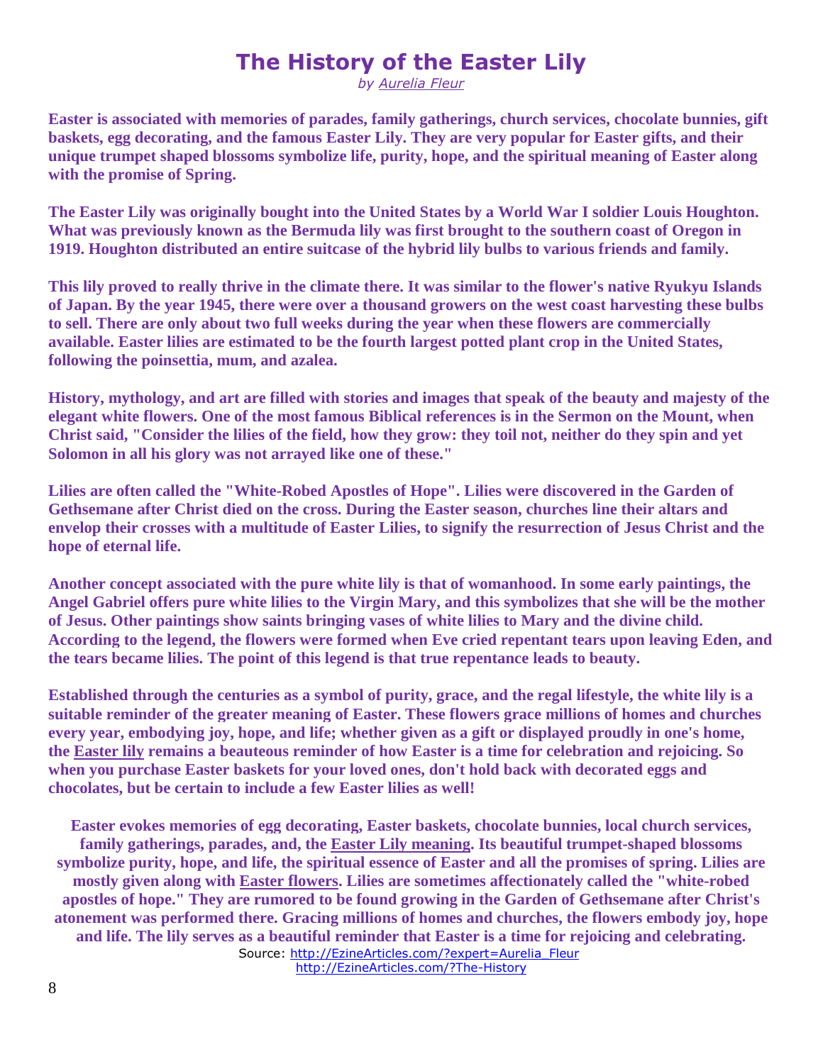# The History of the Easter Lily

*by Aurelia Fleur*

**Easter is associated with memories of parades, family gatherings, church services, chocolate bunnies, gift baskets, egg decorating, and the famous Easter Lily. They are very popular for Easter gifts, and their unique trumpet shaped blossoms symbolize life, purity, hope, and the spiritual meaning of Easter along with the promise of Spring.**

**The Easter Lily was originally bought into the United States by a World War I soldier Louis Houghton. What was previously known as the Bermuda lily was first brought to the southern coast of Oregon in 1919. Houghton distributed an entire suitcase of the hybrid lily bulbs to various friends and family.**

**This lily proved to really thrive in the climate there. It was similar to the flower's native Ryukyu Islands of Japan. By the year 1945, there were over a thousand growers on the west coast harvesting these bulbs to sell. There are only about two full weeks during the year when these flowers are commercially available. Easter lilies are estimated to be the fourth largest potted plant crop in the United States, following the poinsettia, mum, and azalea.**

**History, mythology, and art are filled with stories and images that speak of the beauty and majesty of the elegant white flowers. One of the most famous Biblical references is in the Sermon on the Mount, when Christ said, "Consider the lilies of the field, how they grow: they toil not, neither do they spin and yet Solomon in all his glory was not arrayed like one of these."**

**Lilies are often called the "White-Robed Apostles of Hope". Lilies were discovered in the Garden of Gethsemane after Christ died on the cross. During the Easter season, churches line their altars and envelop their crosses with a multitude of Easter Lilies, to signify the resurrection of Jesus Christ and the hope of eternal life.**

**Another concept associated with the pure white lily is that of womanhood. In some early paintings, the Angel Gabriel offers pure white lilies to the Virgin Mary, and this symbolizes that she will be the mother of Jesus. Other paintings show saints bringing vases of white lilies to Mary and the divine child. According to the legend, the flowers were formed when Eve cried repentant tears upon leaving Eden, and the tears became lilies. The point of this legend is that true repentance leads to beauty.**

**Established through the centuries as a symbol of purity, grace, and the regal lifestyle, the white lily is a suitable reminder of the greater meaning of Easter. These flowers grace millions of homes and churches every year, embodying joy, hope, and life; whether given as a gift or displayed proudly in one's home, the Easter lily remains a beauteous reminder of how Easter is a time for celebration and rejoicing. So when you purchase Easter baskets for your loved ones, don't hold back with decorated eggs and chocolates, but be certain to include a few Easter lilies as well!**

**Easter evokes memories of egg decorating, Easter baskets, chocolate bunnies, local church services, family gatherings, parades, and, the Easter Lily meaning. Its beautiful trumpet-shaped blossoms symbolize purity, hope, and life, the spiritual essence of Easter and all the promises of spring. Lilies are mostly given along with Easter flowers. Lilies are sometimes affectionately called the "white-robed apostles of hope." They are rumored to be found growing in the Garden of Gethsemane after Christ's atonement was performed there. Gracing millions of homes and churches, the flowers embody joy, hope and life. The lily serves as a beautiful reminder that Easter is a time for rejoicing and celebrating.**

Source: http://EzineArticles.com/?expert=Aurelia_Fleur
http://EzineArticles.com/?The-History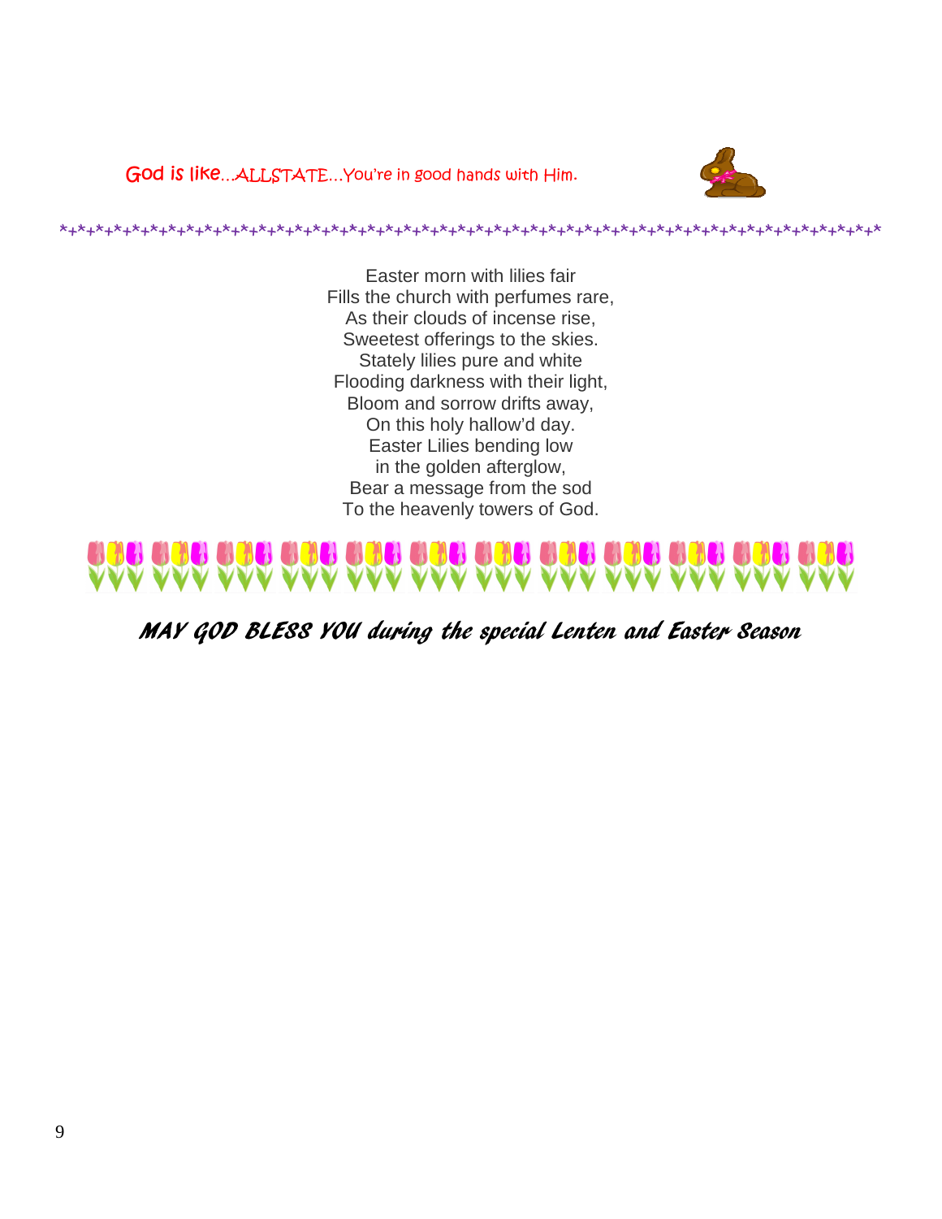God is like…ALLSTATE…You're in good hands with Him.

*+*+*+*+*+*+*+*+*+*+*+*+*+*+*+*+*+*+*+*+*+*+*+*+*+*+*+*+*+*+*+*+*+*+*+*+*+*+*+*+*+*+*+*+*+*+*+*+*+*+*+*

Easter morn with lilies fair  
Fills the church with perfumes rare,  
As their clouds of incense rise,  
Sweetest offerings to the skies.  
Stately lilies pure and white  
Flooding darkness with their light,  
Bloom and sorrow drifts away,  
On this holy hallow'd day.  
Easter Lilies bending low  
in the golden afterglow,  
Bear a message from the sod  
To the heavenly towers of God.

***MAY GOD BLESS YOU during the special Lenten and Easter Season***